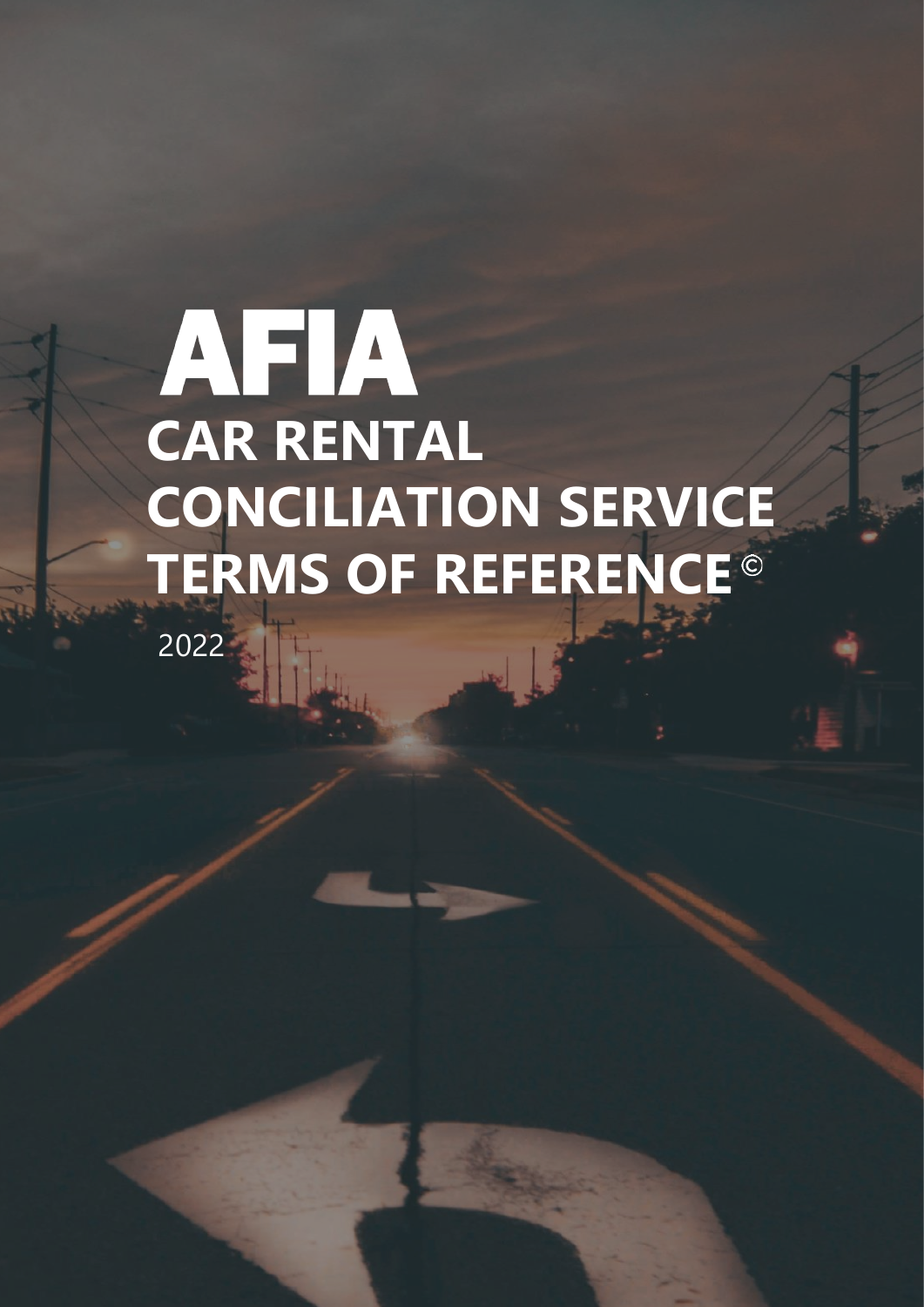# AFIA

# CAR RENTAL CONCILIATION SERVICE TERMS OF REFERENCE ©

2022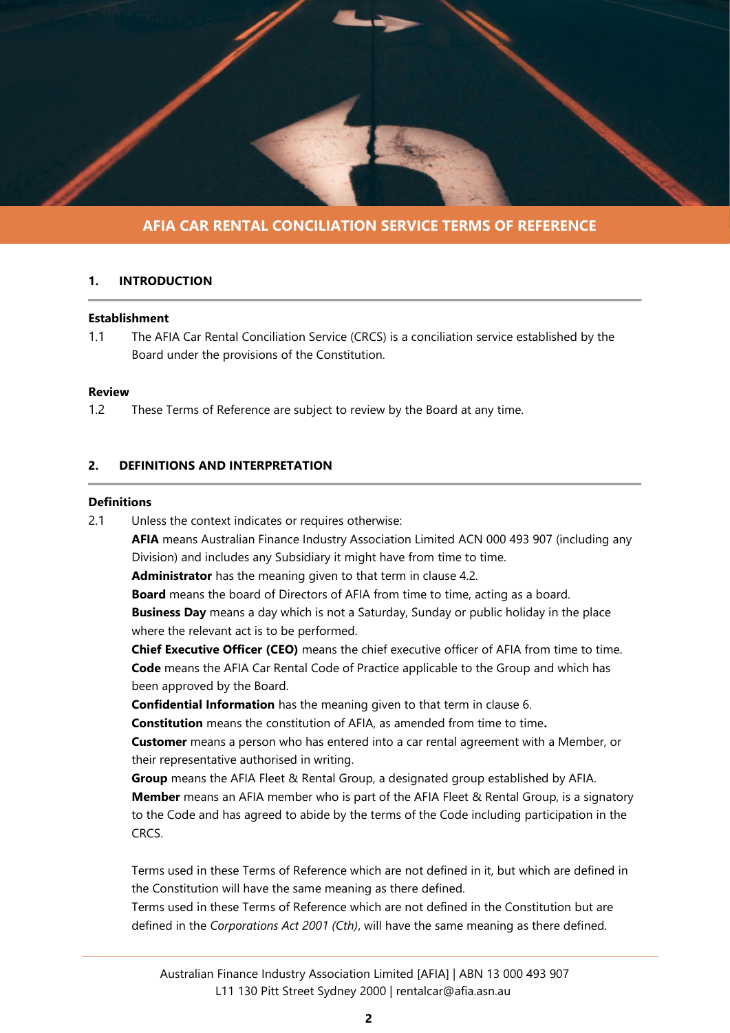# AFIA CAR RENTAL CONCILIATION SERVICE TERMS OF REFERENCE

## 1. INTRODUCTION

### Establishment

1.1 The AFIA Car Rental Conciliation Service (CRCS) is a conciliation service established by the Board under the provisions of the Constitution.

### Review

1.2 These Terms of Reference are subject to review by the Board at any time.

## 2. DEFINITIONS AND INTERPRETATION

### Definitions

2.1 Unless the context indicates or requires otherwise:

**AFIA** means Australian Finance Industry Association Limited ACN 000 493 907 (including any Division) and includes any Subsidiary it might have from time to time.

**Administrator** has the meaning given to that term in clause 4.2.

**Board** means the board of Directors of AFIA from time to time, acting as a board.

**Business Day** means a day which is not a Saturday, Sunday or public holiday in the place where the relevant act is to be performed.

**Chief Executive Officer (CEO)** means the chief executive officer of AFIA from time to time.

**Code** means the AFIA Car Rental Code of Practice applicable to the Group and which has been approved by the Board.

**Confidential Information** has the meaning given to that term in clause 6.

**Constitution** means the constitution of AFIA, as amended from time to time**.**

**Customer** means a person who has entered into a car rental agreement with a Member, or their representative authorised in writing.

**Group** means the AFIA Fleet & Rental Group, a designated group established by AFIA.

**Member** means an AFIA member who is part of the AFIA Fleet & Rental Group, is a signatory to the Code and has agreed to abide by the terms of the Code including participation in the CRCS.

Terms used in these Terms of Reference which are not defined in it, but which are defined in the Constitution will have the same meaning as there defined.

Terms used in these Terms of Reference which are not defined in the Constitution but are defined in the *Corporations Act 2001 (Cth)*, will have the same meaning as there defined.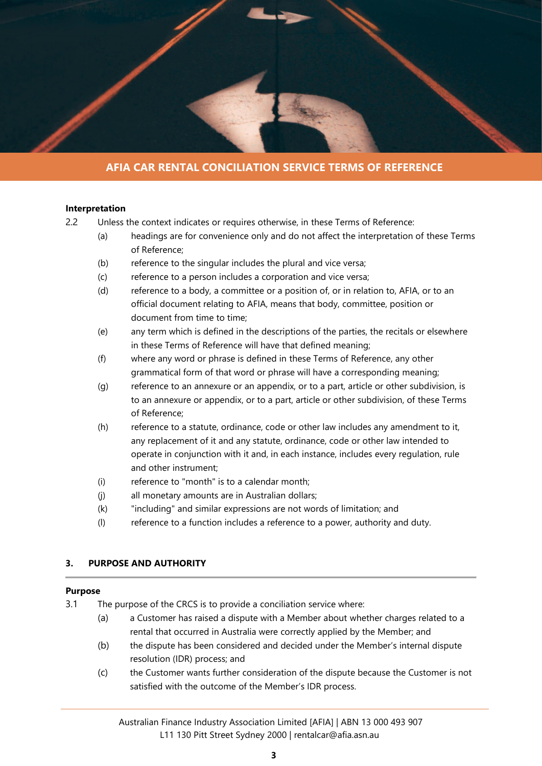#### Interpretation

2.2 Unless the context indicates or requires otherwise, in these Terms of Reference:

(a) headings are for convenience only and do not affect the interpretation of these Terms of Reference;

(b) reference to the singular includes the plural and vice versa;

(c) reference to a person includes a corporation and vice versa;

(d) reference to a body, a committee or a position of, or in relation to, AFIA, or to an official document relating to AFIA, means that body, committee, position or document from time to time;

(e) any term which is defined in the descriptions of the parties, the recitals or elsewhere in these Terms of Reference will have that defined meaning;

(f) where any word or phrase is defined in these Terms of Reference, any other grammatical form of that word or phrase will have a corresponding meaning;

(g) reference to an annexure or an appendix, or to a part, article or other subdivision, is to an annexure or appendix, or to a part, article or other subdivision, of these Terms of Reference;

(h) reference to a statute, ordinance, code or other law includes any amendment to it, any replacement of it and any statute, ordinance, code or other law intended to operate in conjunction with it and, in each instance, includes every regulation, rule and other instrument;

(i) reference to "month" is to a calendar month;

(j) all monetary amounts are in Australian dollars;

(k) "including" and similar expressions are not words of limitation; and

(l) reference to a function includes a reference to a power, authority and duty.

## 3. PURPOSE AND AUTHORITY

#### Purpose

3.1 The purpose of the CRCS is to provide a conciliation service where:

(a) a Customer has raised a dispute with a Member about whether charges related to a rental that occurred in Australia were correctly applied by the Member; and

(b) the dispute has been considered and decided under the Member's internal dispute resolution (IDR) process; and

(c) the Customer wants further consideration of the dispute because the Customer is not satisfied with the outcome of the Member's IDR process.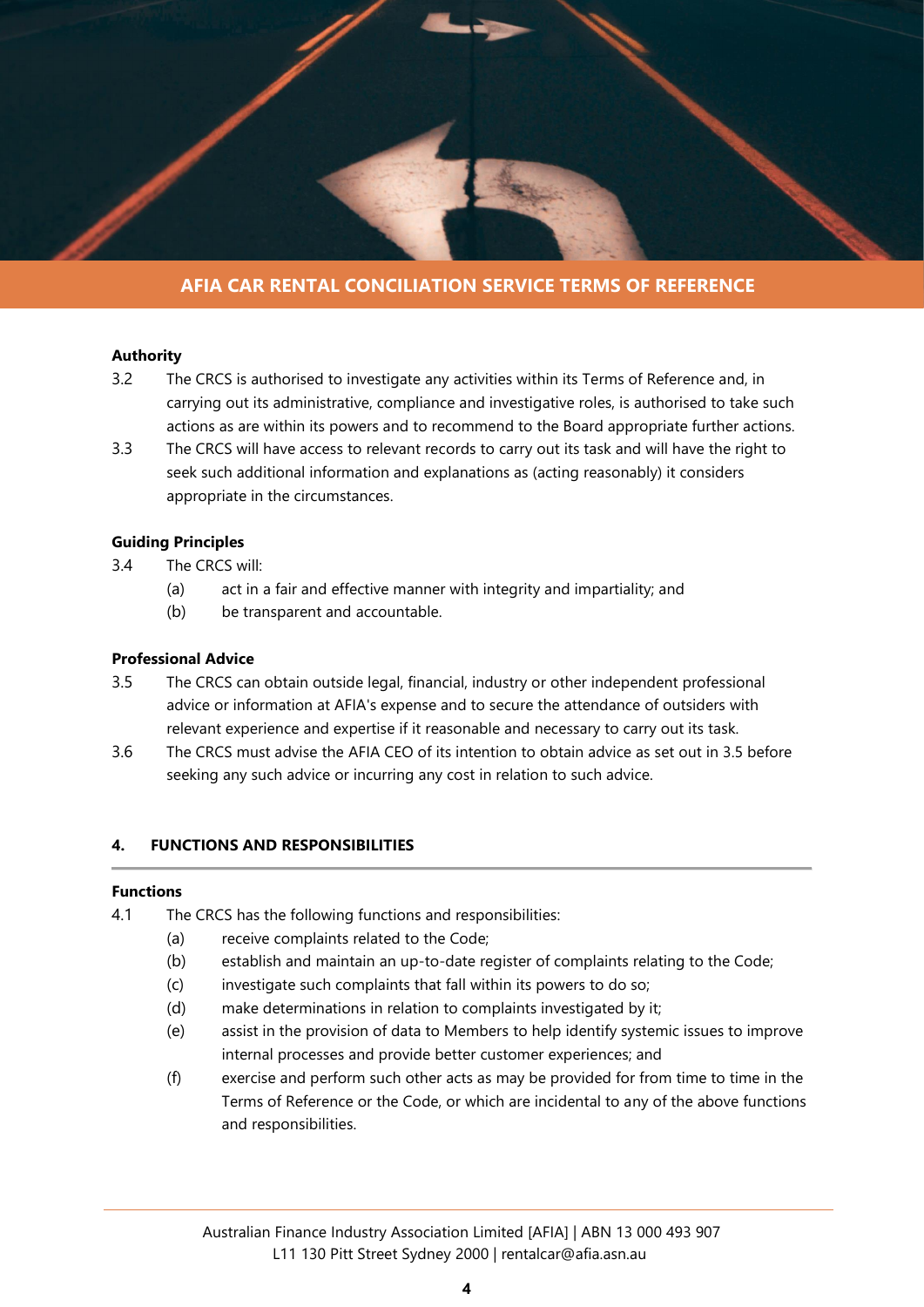**Authority**

3.2 The CRCS is authorised to investigate any activities within its Terms of Reference and, in carrying out its administrative, compliance and investigative roles, is authorised to take such actions as are within its powers and to recommend to the Board appropriate further actions.

3.3 The CRCS will have access to relevant records to carry out its task and will have the right to seek such additional information and explanations as (acting reasonably) it considers appropriate in the circumstances.

**Guiding Principles**

3.4 The CRCS will:

- (a) act in a fair and effective manner with integrity and impartiality; and
- (b) be transparent and accountable.

**Professional Advice**

3.5 The CRCS can obtain outside legal, financial, industry or other independent professional advice or information at AFIA's expense and to secure the attendance of outsiders with relevant experience and expertise if it reasonable and necessary to carry out its task.

3.6 The CRCS must advise the AFIA CEO of its intention to obtain advice as set out in 3.5 before seeking any such advice or incurring any cost in relation to such advice.

## 4. FUNCTIONS AND RESPONSIBILITIES

**Functions**

4.1 The CRCS has the following functions and responsibilities:

- (a) receive complaints related to the Code;
- (b) establish and maintain an up-to-date register of complaints relating to the Code;
- (c) investigate such complaints that fall within its powers to do so;
- (d) make determinations in relation to complaints investigated by it;
- (e) assist in the provision of data to Members to help identify systemic issues to improve internal processes and provide better customer experiences; and
- (f) exercise and perform such other acts as may be provided for from time to time in the Terms of Reference or the Code, or which are incidental to any of the above functions and responsibilities.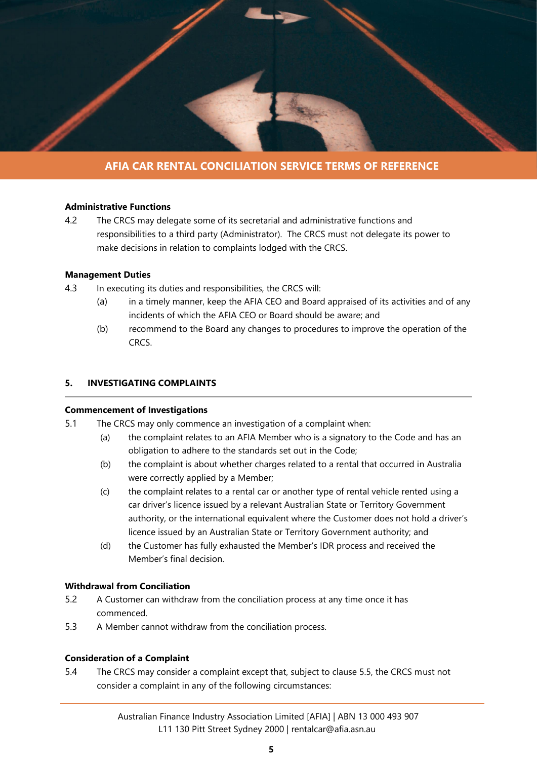**Administrative Functions**

4.2 The CRCS may delegate some of its secretarial and administrative functions and responsibilities to a third party (Administrator). The CRCS must not delegate its power to make decisions in relation to complaints lodged with the CRCS.

**Management Duties**

4.3 In executing its duties and responsibilities, the CRCS will:

(a) in a timely manner, keep the AFIA CEO and Board appraised of its activities and of any incidents of which the AFIA CEO or Board should be aware; and

(b) recommend to the Board any changes to procedures to improve the operation of the CRCS.

## 5. INVESTIGATING COMPLAINTS

**Commencement of Investigations**

5.1 The CRCS may only commence an investigation of a complaint when:

(a) the complaint relates to an AFIA Member who is a signatory to the Code and has an obligation to adhere to the standards set out in the Code;

(b) the complaint is about whether charges related to a rental that occurred in Australia were correctly applied by a Member;

(c) the complaint relates to a rental car or another type of rental vehicle rented using a car driver's licence issued by a relevant Australian State or Territory Government authority, or the international equivalent where the Customer does not hold a driver's licence issued by an Australian State or Territory Government authority; and

(d) the Customer has fully exhausted the Member's IDR process and received the Member's final decision.

**Withdrawal from Conciliation**

5.2 A Customer can withdraw from the conciliation process at any time once it has commenced.

5.3 A Member cannot withdraw from the conciliation process.

**Consideration of a Complaint**

5.4 The CRCS may consider a complaint except that, subject to clause 5.5, the CRCS must not consider a complaint in any of the following circumstances: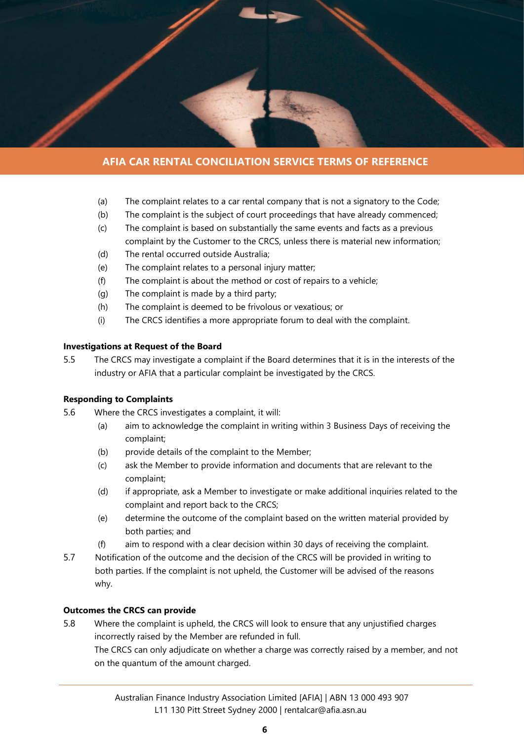(a) The complaint relates to a car rental company that is not a signatory to the Code;

(b) The complaint is the subject of court proceedings that have already commenced;

(c) The complaint is based on substantially the same events and facts as a previous complaint by the Customer to the CRCS, unless there is material new information;

(d) The rental occurred outside Australia;

(e) The complaint relates to a personal injury matter;

(f) The complaint is about the method or cost of repairs to a vehicle;

(g) The complaint is made by a third party;

(h) The complaint is deemed to be frivolous or vexatious; or

(i) The CRCS identifies a more appropriate forum to deal with the complaint.

**Investigations at Request of the Board**

5.5 The CRCS may investigate a complaint if the Board determines that it is in the interests of the industry or AFIA that a particular complaint be investigated by the CRCS.

**Responding to Complaints**

5.6 Where the CRCS investigates a complaint, it will:

(a) aim to acknowledge the complaint in writing within 3 Business Days of receiving the complaint;

(b) provide details of the complaint to the Member;

(c) ask the Member to provide information and documents that are relevant to the complaint;

(d) if appropriate, ask a Member to investigate or make additional inquiries related to the complaint and report back to the CRCS;

(e) determine the outcome of the complaint based on the written material provided by both parties; and

(f) aim to respond with a clear decision within 30 days of receiving the complaint.

5.7 Notification of the outcome and the decision of the CRCS will be provided in writing to both parties. If the complaint is not upheld, the Customer will be advised of the reasons why.

**Outcomes the CRCS can provide**

5.8 Where the complaint is upheld, the CRCS will look to ensure that any unjustified charges incorrectly raised by the Member are refunded in full.
The CRCS can only adjudicate on whether a charge was correctly raised by a member, and not on the quantum of the amount charged.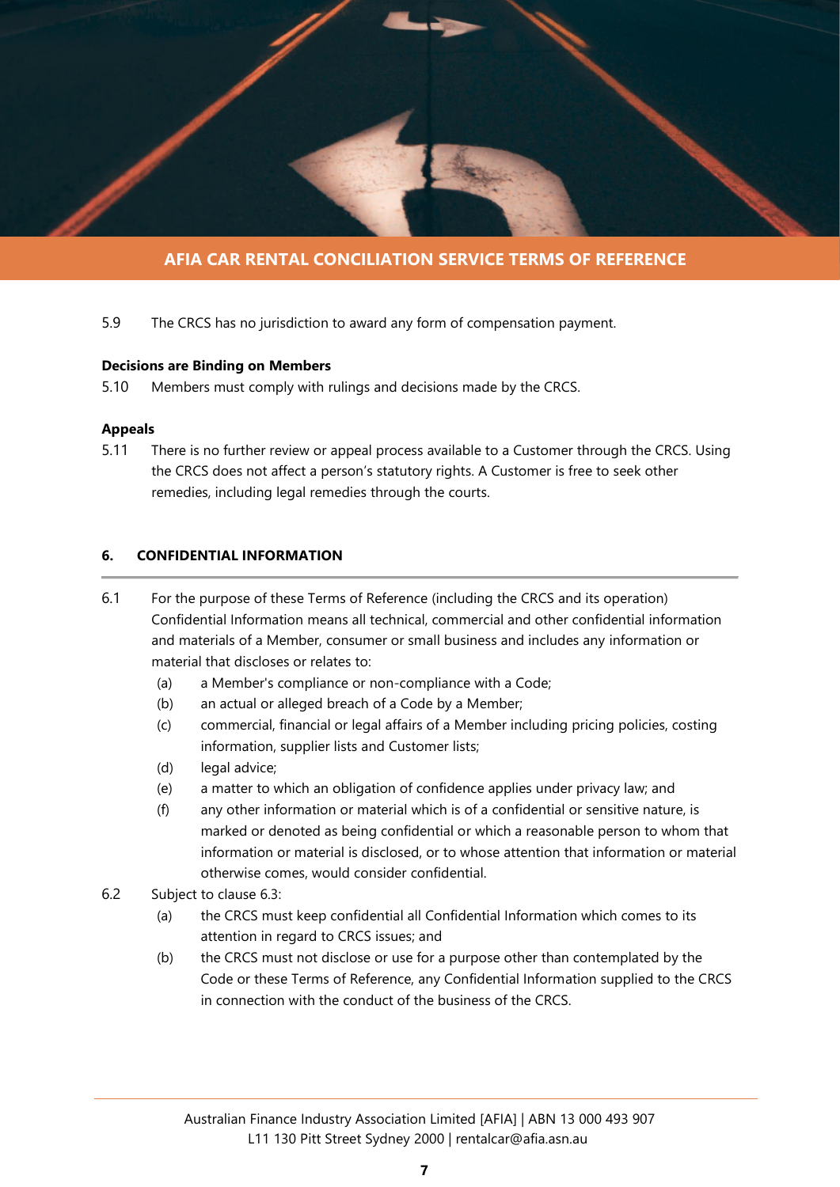5.9 The CRCS has no jurisdiction to award any form of compensation payment.

**Decisions are Binding on Members**

5.10 Members must comply with rulings and decisions made by the CRCS.

**Appeals**

5.11 There is no further review or appeal process available to a Customer through the CRCS. Using the CRCS does not affect a person's statutory rights. A Customer is free to seek other remedies, including legal remedies through the courts.

## 6. CONFIDENTIAL INFORMATION

6.1 For the purpose of these Terms of Reference (including the CRCS and its operation) Confidential Information means all technical, commercial and other confidential information and materials of a Member, consumer or small business and includes any information or material that discloses or relates to:

- (a) a Member's compliance or non-compliance with a Code;
- (b) an actual or alleged breach of a Code by a Member;
- (c) commercial, financial or legal affairs of a Member including pricing policies, costing information, supplier lists and Customer lists;
- (d) legal advice;
- (e) a matter to which an obligation of confidence applies under privacy law; and
- (f) any other information or material which is of a confidential or sensitive nature, is marked or denoted as being confidential or which a reasonable person to whom that information or material is disclosed, or to whose attention that information or material otherwise comes, would consider confidential.

6.2 Subject to clause 6.3:

- (a) the CRCS must keep confidential all Confidential Information which comes to its attention in regard to CRCS issues; and
- (b) the CRCS must not disclose or use for a purpose other than contemplated by the Code or these Terms of Reference, any Confidential Information supplied to the CRCS in connection with the conduct of the business of the CRCS.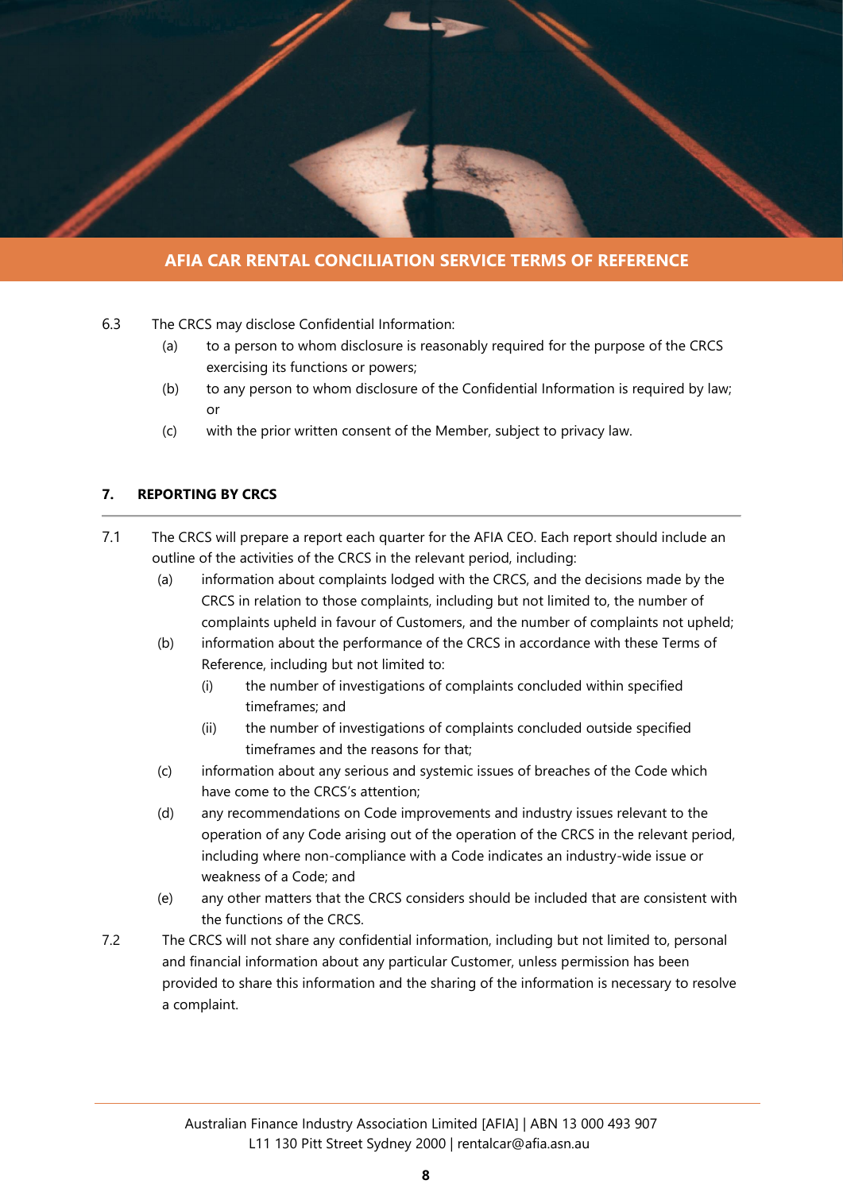6.3 The CRCS may disclose Confidential Information:

(a) to a person to whom disclosure is reasonably required for the purpose of the CRCS exercising its functions or powers;

(b) to any person to whom disclosure of the Confidential Information is required by law; or

(c) with the prior written consent of the Member, subject to privacy law.

## 7. REPORTING BY CRCS

7.1 The CRCS will prepare a report each quarter for the AFIA CEO. Each report should include an outline of the activities of the CRCS in the relevant period, including:

(a) information about complaints lodged with the CRCS, and the decisions made by the CRCS in relation to those complaints, including but not limited to, the number of complaints upheld in favour of Customers, and the number of complaints not upheld;

(b) information about the performance of the CRCS in accordance with these Terms of Reference, including but not limited to:

(i) the number of investigations of complaints concluded within specified timeframes; and

(ii) the number of investigations of complaints concluded outside specified timeframes and the reasons for that;

(c) information about any serious and systemic issues of breaches of the Code which have come to the CRCS's attention;

(d) any recommendations on Code improvements and industry issues relevant to the operation of any Code arising out of the operation of the CRCS in the relevant period, including where non-compliance with a Code indicates an industry-wide issue or weakness of a Code; and

(e) any other matters that the CRCS considers should be included that are consistent with the functions of the CRCS.

7.2 The CRCS will not share any confidential information, including but not limited to, personal and financial information about any particular Customer, unless permission has been provided to share this information and the sharing of the information is necessary to resolve a complaint.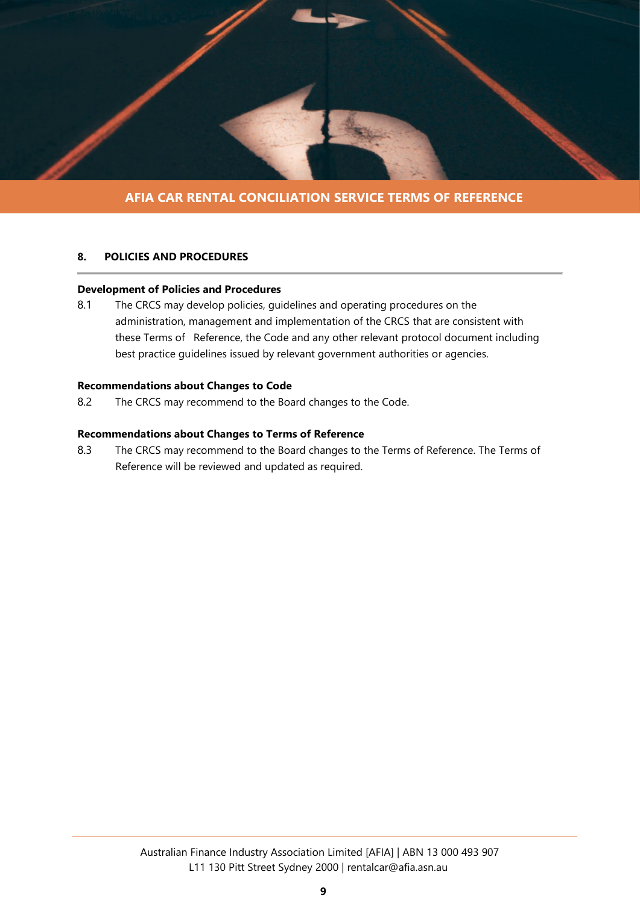## 8. POLICIES AND PROCEDURES

**Development of Policies and Procedures**

8.1 The CRCS may develop policies, guidelines and operating procedures on the administration, management and implementation of the CRCS that are consistent with these Terms of Reference, the Code and any other relevant protocol document including best practice guidelines issued by relevant government authorities or agencies.

**Recommendations about Changes to Code**

8.2 The CRCS may recommend to the Board changes to the Code.

**Recommendations about Changes to Terms of Reference**

8.3 The CRCS may recommend to the Board changes to the Terms of Reference. The Terms of Reference will be reviewed and updated as required.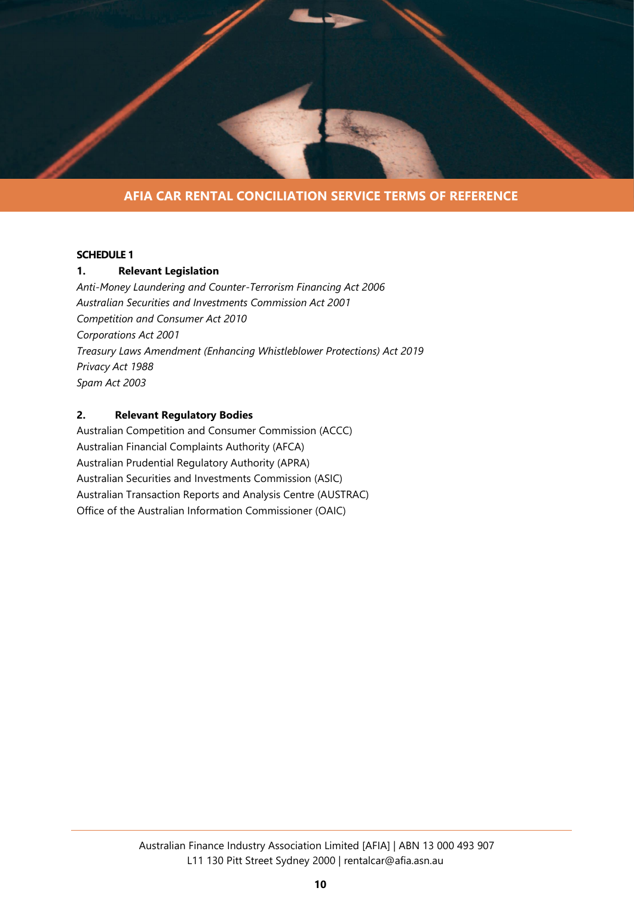AFIA CAR RENTAL CONCILIATION SERVICE TERMS OF REFERENCE

**SCHEDULE 1**

**1. Relevant Legislation**

*Anti-Money Laundering and Counter-Terrorism Financing Act 2006*
*Australian Securities and Investments Commission Act 2001*
*Competition and Consumer Act 2010*
*Corporations Act 2001*
*Treasury Laws Amendment (Enhancing Whistleblower Protections) Act 2019*
*Privacy Act 1988*
*Spam Act 2003*

**2. Relevant Regulatory Bodies**

Australian Competition and Consumer Commission (ACCC)
Australian Financial Complaints Authority (AFCA)
Australian Prudential Regulatory Authority (APRA)
Australian Securities and Investments Commission (ASIC)
Australian Transaction Reports and Analysis Centre (AUSTRAC)
Office of the Australian Information Commissioner (OAIC)